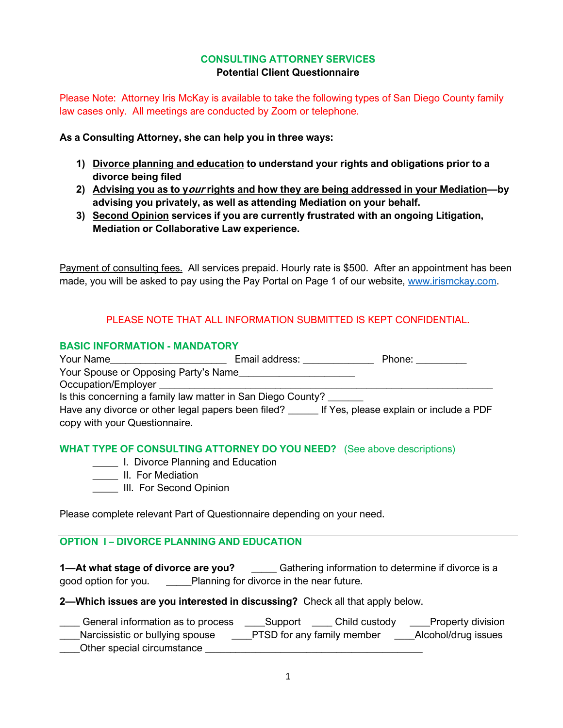## CONSULTING ATTORNEY SERVICES

**Potential Client Questionnaire**

Please Note: Attorney Iris McKay is available to take the following types of San Diego County family law cases only. All meetings are conducted by Zoom or telephone.

**As a Consulting Attorney, she can help you in three ways:**

1) **Divorce planning and education to understand your rights and obligations prior to a divorce being filed**
2) **Advising you as to *your* rights and how they are being addressed in your Mediation—by advising you privately, as well as attending Mediation on your behalf.**
3) **Second Opinion services if you are currently frustrated with an ongoing Litigation, Mediation or Collaborative Law experience.**

Payment of consulting fees. All services prepaid. Hourly rate is $500. After an appointment has been made, you will be asked to pay using the Pay Portal on Page 1 of our website, www.irismckay.com.

PLEASE NOTE THAT ALL INFORMATION SUBMITTED IS KEPT CONFIDENTIAL.

### BASIC INFORMATION - MANDATORY

Your Name_____________________ Email address: _____________ Phone: _________

Your Spouse or Opposing Party's Name_____________________

Occupation/Employer ____________________________________________________________

Is this concerning a family law matter in San Diego County? _______

Have any divorce or other legal papers been filed? ______ If Yes, please explain or include a PDF copy with your Questionnaire.

### WHAT TYPE OF CONSULTING ATTORNEY DO YOU NEED? (See above descriptions)

_____ I. Divorce Planning and Education

_____ II. For Mediation

_____ III. For Second Opinion

Please complete relevant Part of Questionnaire depending on your need.

---

### OPTION I – DIVORCE PLANNING AND EDUCATION

**1—At what stage of divorce are you?** _____ Gathering information to determine if divorce is a good option for you. _____Planning for divorce in the near future.

**2—Which issues are you interested in discussing?** Check all that apply below.

____ General information as to process ____Support ____ Child custody ____Property division

____Narcissistic or bullying spouse ____PTSD for any family member ____Alcohol/drug issues

____Other special circumstance ________________________________________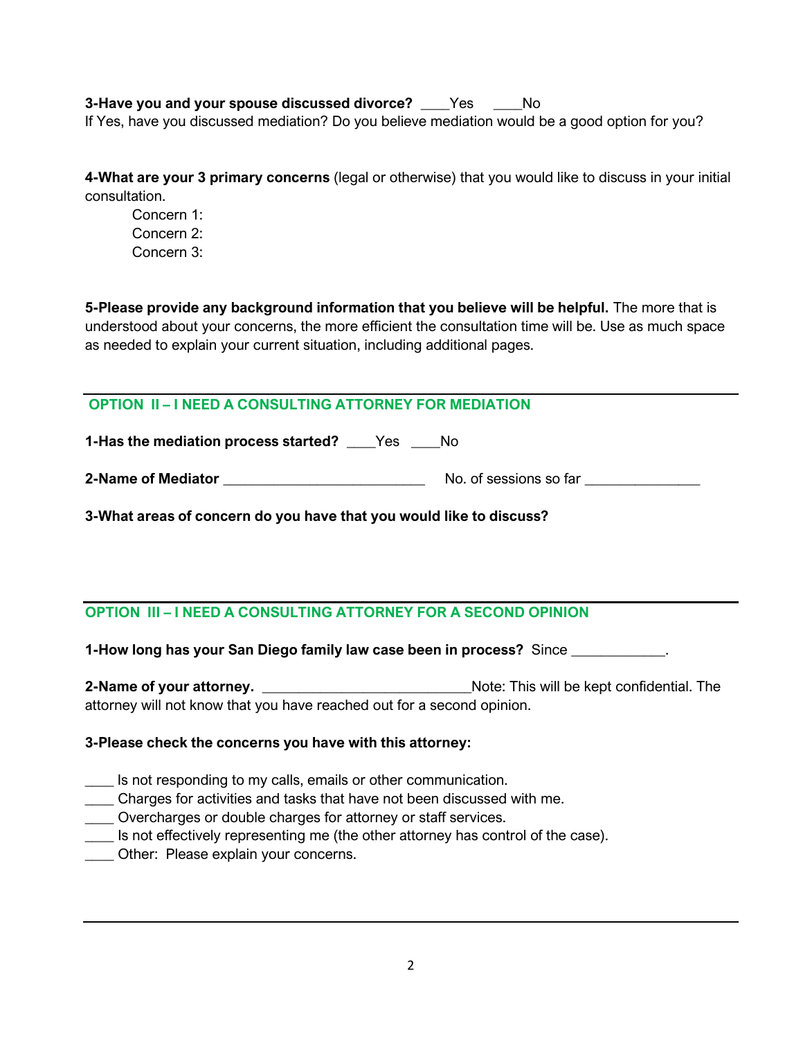**3-Have you and your spouse discussed divorce?** ____Yes ____No
If Yes, have you discussed mediation? Do you believe mediation would be a good option for you?

**4-What are your 3 primary concerns** (legal or otherwise) that you would like to discuss in your initial consultation.

Concern 1:
Concern 2:
Concern 3:

**5-Please provide any background information that you believe will be helpful.** The more that is understood about your concerns, the more efficient the consultation time will be. Use as much space as needed to explain your current situation, including additional pages.

---

## OPTION II – I NEED A CONSULTING ATTORNEY FOR MEDIATION

**1-Has the mediation process started?** ____Yes ____No

**2-Name of Mediator** __________________________ No. of sessions so far _______________

**3-What areas of concern do you have that you would like to discuss?**

---

## OPTION III – I NEED A CONSULTING ATTORNEY FOR A SECOND OPINION

**1-How long has your San Diego family law case been in process?** Since ____________.

**2-Name of your attorney.** ___________________________Note: This will be kept confidential. The attorney will not know that you have reached out for a second opinion.

**3-Please check the concerns you have with this attorney:**

____ Is not responding to my calls, emails or other communication.
____ Charges for activities and tasks that have not been discussed with me.
____ Overcharges or double charges for attorney or staff services.
____ Is not effectively representing me (the other attorney has control of the case).
____ Other: Please explain your concerns.

---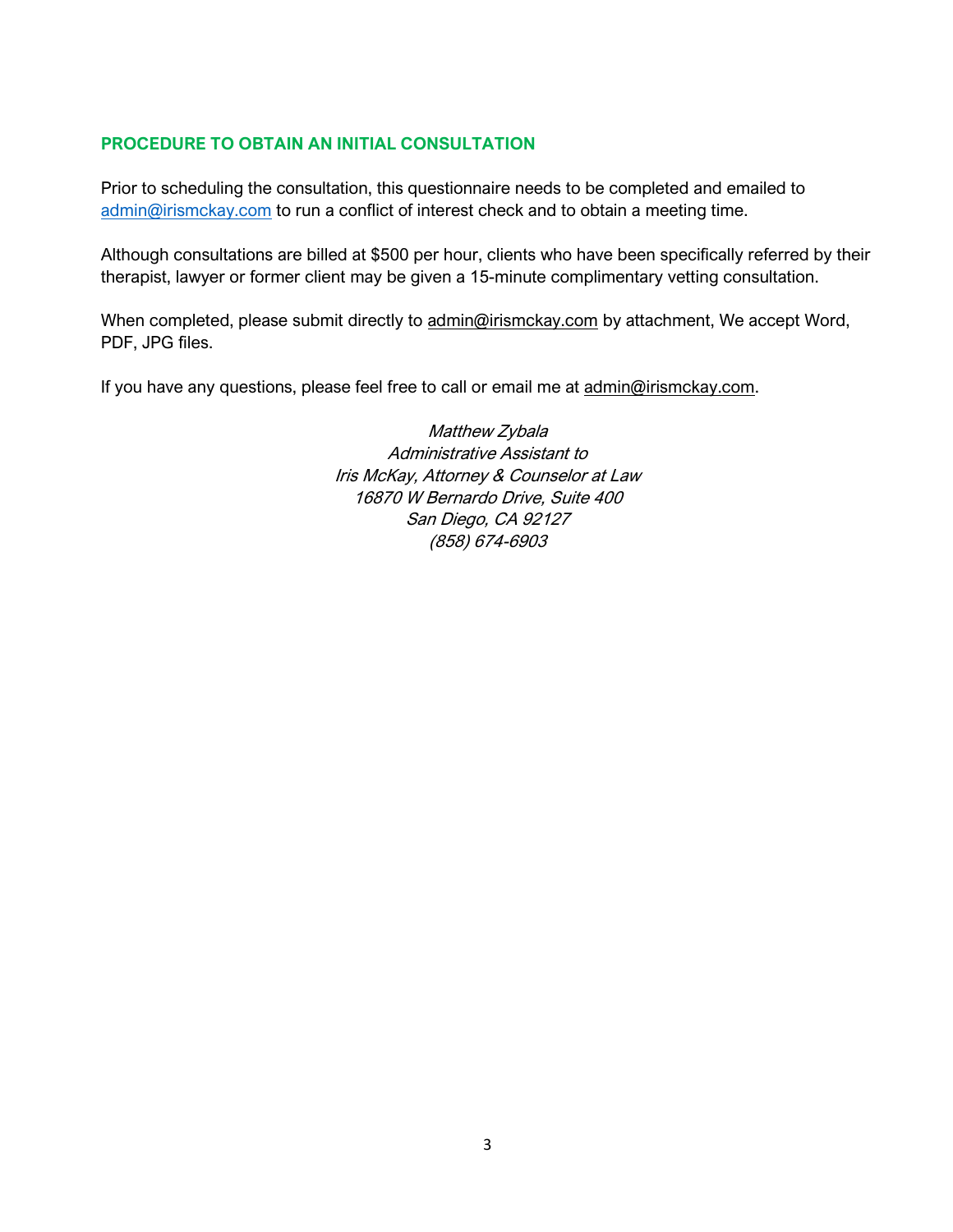## PROCEDURE TO OBTAIN AN INITIAL CONSULTATION

Prior to scheduling the consultation, this questionnaire needs to be completed and emailed to admin@irismckay.com to run a conflict of interest check and to obtain a meeting time.

Although consultations are billed at $500 per hour, clients who have been specifically referred by their therapist, lawyer or former client may be given a 15-minute complimentary vetting consultation.

When completed, please submit directly to admin@irismckay.com by attachment, We accept Word, PDF, JPG files.

If you have any questions, please feel free to call or email me at admin@irismckay.com.

*Matthew Zybala*
*Administrative Assistant to*
*Iris McKay, Attorney & Counselor at Law*
*16870 W Bernardo Drive, Suite 400*
*San Diego, CA 92127*
*(858) 674-6903*